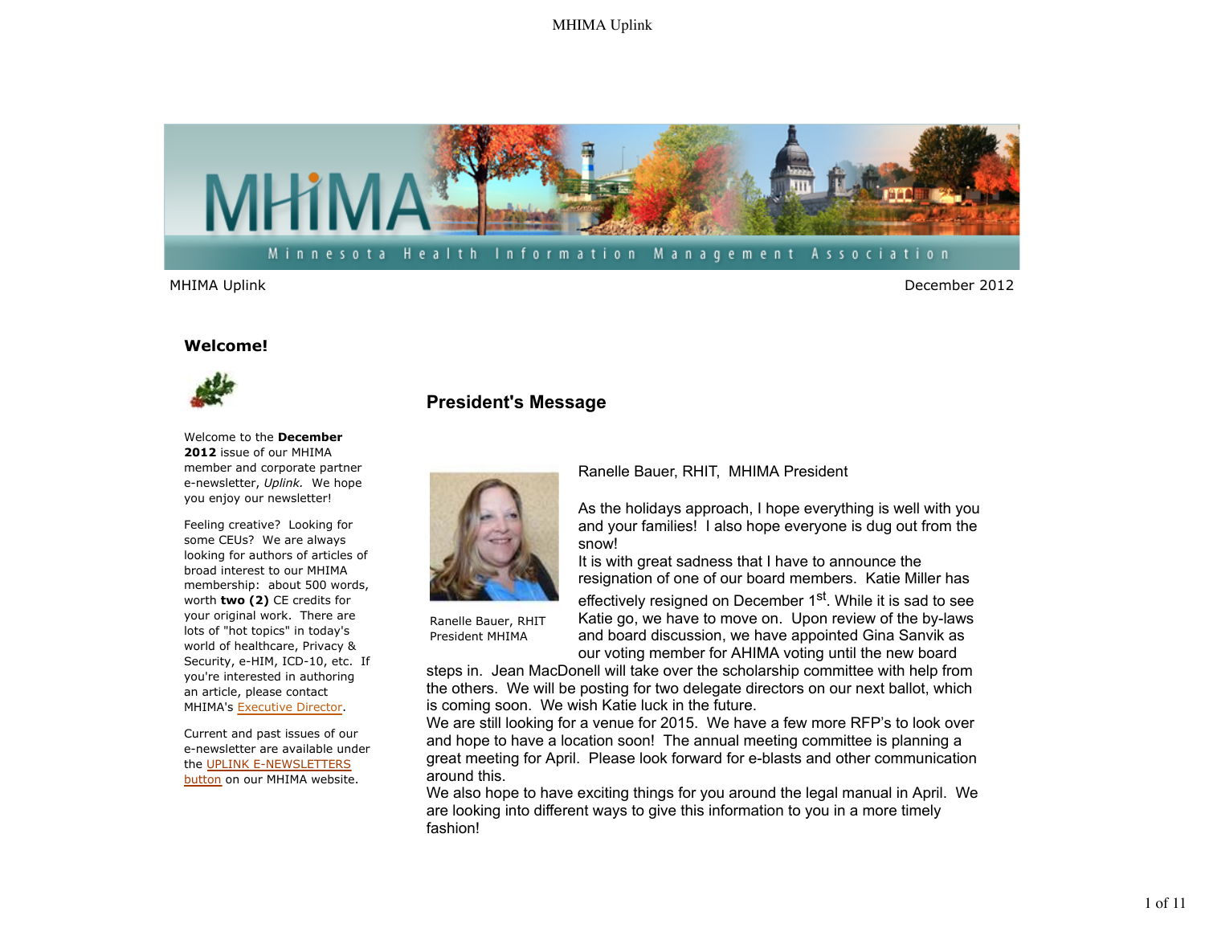MHIMA Uplink

December 2012

## Welcome!

Welcome to the **December 2012** issue of our MHIMA member and corporate partner e-newsletter, *Uplink.* We hope you enjoy our newsletter!

Feeling creative? Looking for some CEUs? We are always looking for authors of articles of broad interest to our MHIMA membership: about 500 words, worth **two (2)** CE credits for your original work. There are lots of "hot topics" in today's world of healthcare, Privacy & Security, e-HIM, ICD-10, etc. If you're interested in authoring an article, please contact MHIMA's Executive Director.

Current and past issues of our e-newsletter are available under the UPLINK E-NEWSLETTERS button on our MHIMA website.

## President's Message

Ranelle Bauer, RHIT
President MHIMA

Ranelle Bauer, RHIT, MHIMA President

As the holidays approach, I hope everything is well with you and your families! I also hope everyone is dug out from the snow!

It is with great sadness that I have to announce the resignation of one of our board members. Katie Miller has effectively resigned on December 1st. While it is sad to see Katie go, we have to move on. Upon review of the by-laws and board discussion, we have appointed Gina Sanvik as our voting member for AHIMA voting until the new board steps in. Jean MacDonell will take over the scholarship committee with help from the others. We will be posting for two delegate directors on our next ballot, which is coming soon. We wish Katie luck in the future.

We are still looking for a venue for 2015. We have a few more RFP's to look over and hope to have a location soon! The annual meeting committee is planning a great meeting for April. Please look forward for e-blasts and other communication around this.

We also hope to have exciting things for you around the legal manual in April. We are looking into different ways to give this information to you in a more timely fashion!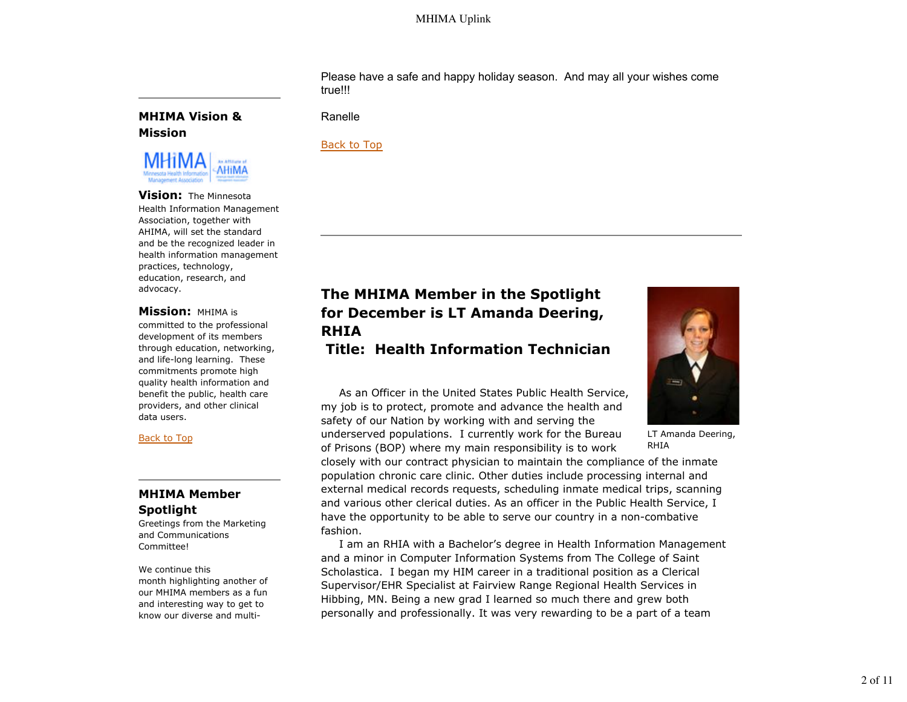Please have a safe and happy holiday season. And may all your wishes come true!!!

Ranelle

Back to Top

## MHIMA Vision & Mission

**Vision:** The Minnesota Health Information Management Association, together with AHIMA, will set the standard and be the recognized leader in health information management practices, technology, education, research, and advocacy.

**Mission:** MHIMA is committed to the professional development of its members through education, networking, and life-long learning. These commitments promote high quality health information and benefit the public, health care providers, and other clinical data users.

Back to Top

## MHIMA Member Spotlight

Greetings from the Marketing and Communications Committee!

We continue this month highlighting another of our MHIMA members as a fun and interesting way to get to know our diverse and multi-

## The MHIMA Member in the Spotlight for December is LT Amanda Deering, RHIA

## Title: Health Information Technician

LT Amanda Deering, RHIA

As an Officer in the United States Public Health Service, my job is to protect, promote and advance the health and safety of our Nation by working with and serving the underserved populations. I currently work for the Bureau of Prisons (BOP) where my main responsibility is to work closely with our contract physician to maintain the compliance of the inmate population chronic care clinic. Other duties include processing internal and external medical records requests, scheduling inmate medical trips, scanning and various other clerical duties. As an officer in the Public Health Service, I have the opportunity to be able to serve our country in a non-combative fashion.

I am an RHIA with a Bachelor's degree in Health Information Management and a minor in Computer Information Systems from The College of Saint Scholastica. I began my HIM career in a traditional position as a Clerical Supervisor/EHR Specialist at Fairview Range Regional Health Services in Hibbing, MN. Being a new grad I learned so much there and grew both personally and professionally. It was very rewarding to be a part of a team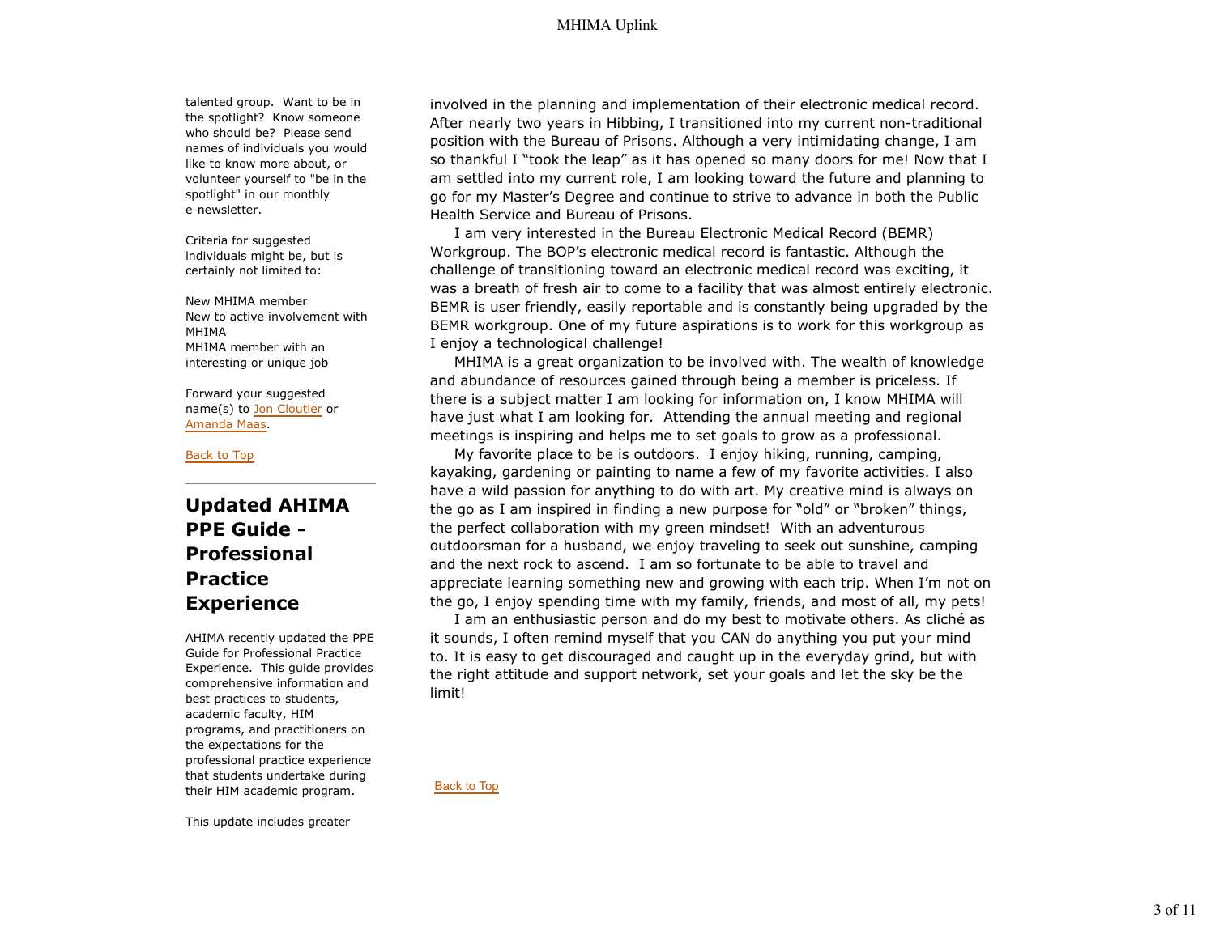talented group. Want to be in the spotlight? Know someone who should be? Please send names of individuals you would like to know more about, or volunteer yourself to "be in the spotlight" in our monthly e-newsletter.

Criteria for suggested individuals might be, but is certainly not limited to:

New MHIMA member
New to active involvement with MHIMA
MHIMA member with an interesting or unique job

Forward your suggested name(s) to Jon Cloutier or Amanda Maas.

Back to Top

---

## Updated AHIMA PPE Guide - Professional Practice Experience

AHIMA recently updated the PPE Guide for Professional Practice Experience. This guide provides comprehensive information and best practices to students, academic faculty, HIM programs, and practitioners on the expectations for the professional practice experience that students undertake during their HIM academic program.

This update includes greater

involved in the planning and implementation of their electronic medical record. After nearly two years in Hibbing, I transitioned into my current non-traditional position with the Bureau of Prisons. Although a very intimidating change, I am so thankful I "took the leap" as it has opened so many doors for me! Now that I am settled into my current role, I am looking toward the future and planning to go for my Master's Degree and continue to strive to advance in both the Public Health Service and Bureau of Prisons.

I am very interested in the Bureau Electronic Medical Record (BEMR) Workgroup. The BOP's electronic medical record is fantastic. Although the challenge of transitioning toward an electronic medical record was exciting, it was a breath of fresh air to come to a facility that was almost entirely electronic. BEMR is user friendly, easily reportable and is constantly being upgraded by the BEMR workgroup. One of my future aspirations is to work for this workgroup as I enjoy a technological challenge!

MHIMA is a great organization to be involved with. The wealth of knowledge and abundance of resources gained through being a member is priceless. If there is a subject matter I am looking for information on, I know MHIMA will have just what I am looking for. Attending the annual meeting and regional meetings is inspiring and helps me to set goals to grow as a professional.

My favorite place to be is outdoors. I enjoy hiking, running, camping, kayaking, gardening or painting to name a few of my favorite activities. I also have a wild passion for anything to do with art. My creative mind is always on the go as I am inspired in finding a new purpose for "old" or "broken" things, the perfect collaboration with my green mindset! With an adventurous outdoorsman for a husband, we enjoy traveling to seek out sunshine, camping and the next rock to ascend. I am so fortunate to be able to travel and appreciate learning something new and growing with each trip. When I'm not on the go, I enjoy spending time with my family, friends, and most of all, my pets!

I am an enthusiastic person and do my best to motivate others. As cliché as it sounds, I often remind myself that you CAN do anything you put your mind to. It is easy to get discouraged and caught up in the everyday grind, but with the right attitude and support network, set your goals and let the sky be the limit!

Back to Top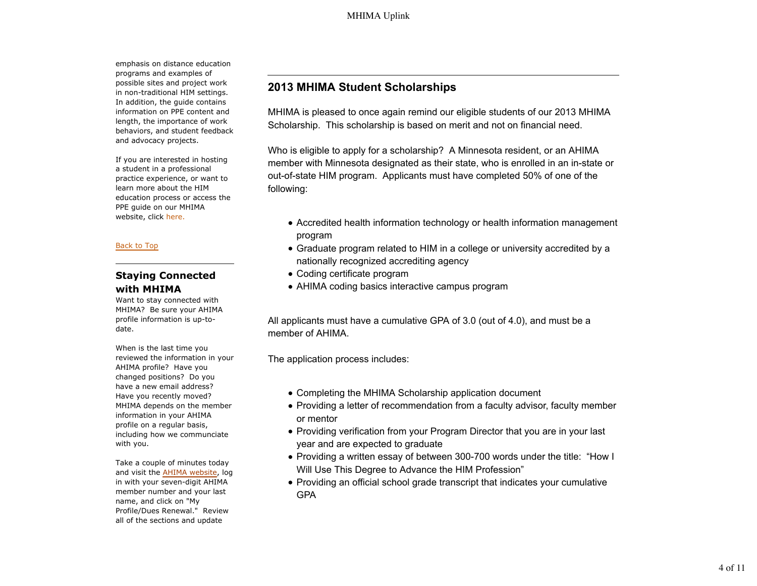emphasis on distance education programs and examples of possible sites and project work in non-traditional HIM settings. In addition, the guide contains information on PPE content and length, the importance of work behaviors, and student feedback and advocacy projects.

If you are interested in hosting a student in a professional practice experience, or want to learn more about the HIM education process or access the PPE guide on our MHIMA website, click here.

Back to Top

## Staying Connected with MHIMA

Want to stay connected with MHIMA? Be sure your AHIMA profile information is up-to-date.

When is the last time you reviewed the information in your AHIMA profile? Have you changed positions? Do you have a new email address? Have you recently moved? MHIMA depends on the member information in your AHIMA profile on a regular basis, including how we communciate with you.

Take a couple of minutes today and visit the AHIMA website, log in with your seven-digit AHIMA member number and your last name, and click on "My Profile/Dues Renewal." Review all of the sections and update

## 2013 MHIMA Student Scholarships

MHIMA is pleased to once again remind our eligible students of our 2013 MHIMA Scholarship. This scholarship is based on merit and not on financial need.

Who is eligible to apply for a scholarship? A Minnesota resident, or an AHIMA member with Minnesota designated as their state, who is enrolled in an in-state or out-of-state HIM program. Applicants must have completed 50% of one of the following:

- Accredited health information technology or health information management program
- Graduate program related to HIM in a college or university accredited by a nationally recognized accrediting agency
- Coding certificate program
- AHIMA coding basics interactive campus program

All applicants must have a cumulative GPA of 3.0 (out of 4.0), and must be a member of AHIMA.

The application process includes:

- Completing the MHIMA Scholarship application document
- Providing a letter of recommendation from a faculty advisor, faculty member or mentor
- Providing verification from your Program Director that you are in your last year and are expected to graduate
- Providing a written essay of between 300-700 words under the title: "How I Will Use This Degree to Advance the HIM Profession"
- Providing an official school grade transcript that indicates your cumulative GPA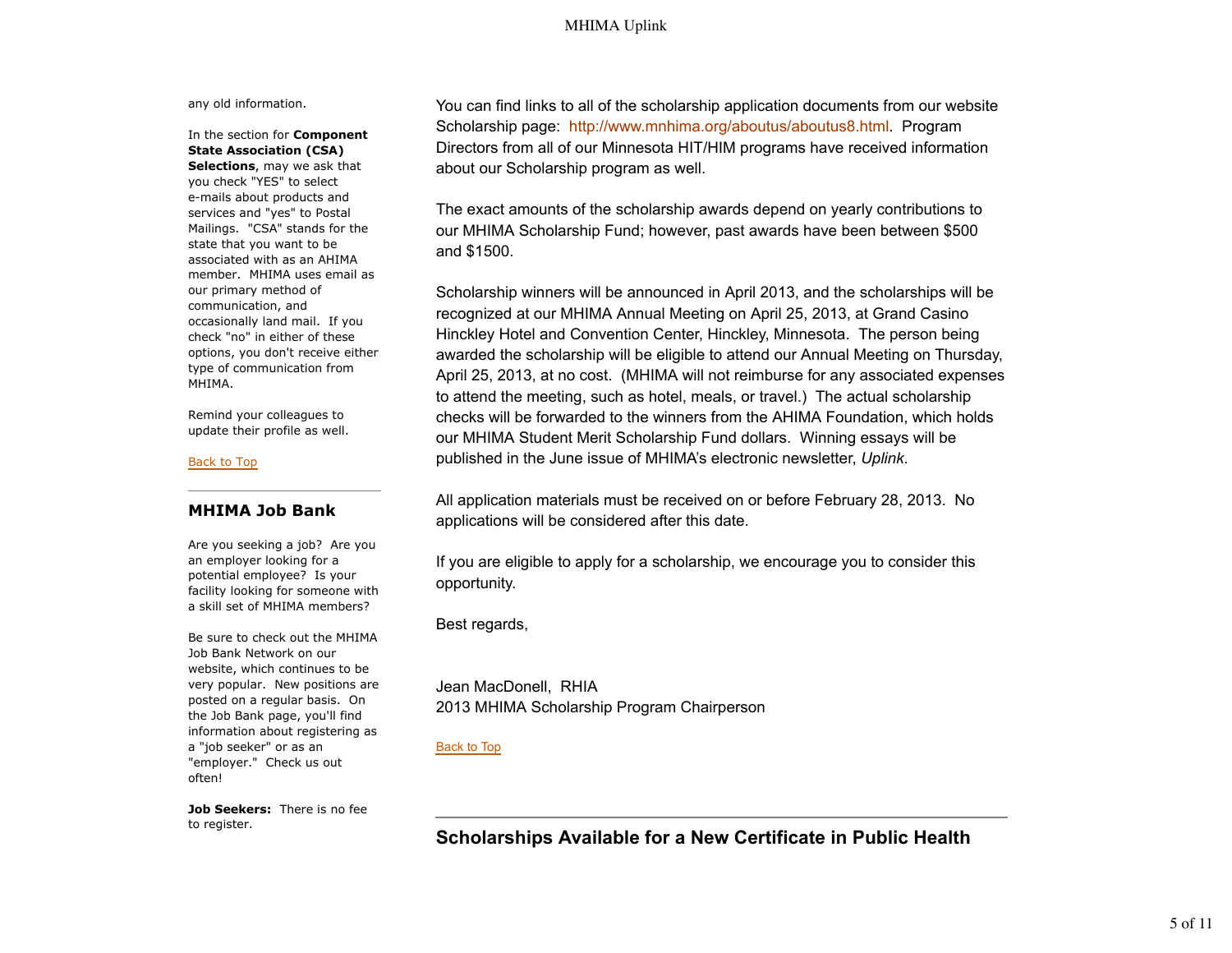any old information.

In the section for **Component State Association (CSA) Selections**, may we ask that you check "YES" to select e-mails about products and services and "yes" to Postal Mailings. "CSA" stands for the state that you want to be associated with as an AHIMA member. MHIMA uses email as our primary method of communication, and occasionally land mail. If you check "no" in either of these options, you don't receive either type of communication from MHIMA.

Remind your colleagues to update their profile as well.

Back to Top

## MHIMA Job Bank

Are you seeking a job? Are you an employer looking for a potential employee? Is your facility looking for someone with a skill set of MHIMA members?

Be sure to check out the MHIMA Job Bank Network on our website, which continues to be very popular. New positions are posted on a regular basis. On the Job Bank page, you'll find information about registering as a "job seeker" or as an "employer." Check us out often!

**Job Seekers:** There is no fee to register.

You can find links to all of the scholarship application documents from our website Scholarship page: http://www.mnhima.org/aboutus/aboutus8.html. Program Directors from all of our Minnesota HIT/HIM programs have received information about our Scholarship program as well.

The exact amounts of the scholarship awards depend on yearly contributions to our MHIMA Scholarship Fund; however, past awards have been between $500 and $1500.

Scholarship winners will be announced in April 2013, and the scholarships will be recognized at our MHIMA Annual Meeting on April 25, 2013, at Grand Casino Hinckley Hotel and Convention Center, Hinckley, Minnesota. The person being awarded the scholarship will be eligible to attend our Annual Meeting on Thursday, April 25, 2013, at no cost. (MHIMA will not reimburse for any associated expenses to attend the meeting, such as hotel, meals, or travel.) The actual scholarship checks will be forwarded to the winners from the AHIMA Foundation, which holds our MHIMA Student Merit Scholarship Fund dollars. Winning essays will be published in the June issue of MHIMA's electronic newsletter, *Uplink.*

All application materials must be received on or before February 28, 2013. No applications will be considered after this date.

If you are eligible to apply for a scholarship, we encourage you to consider this opportunity.

Best regards,

Jean MacDonell, RHIA
2013 MHIMA Scholarship Program Chairperson

Back to Top

## Scholarships Available for a New Certificate in Public Health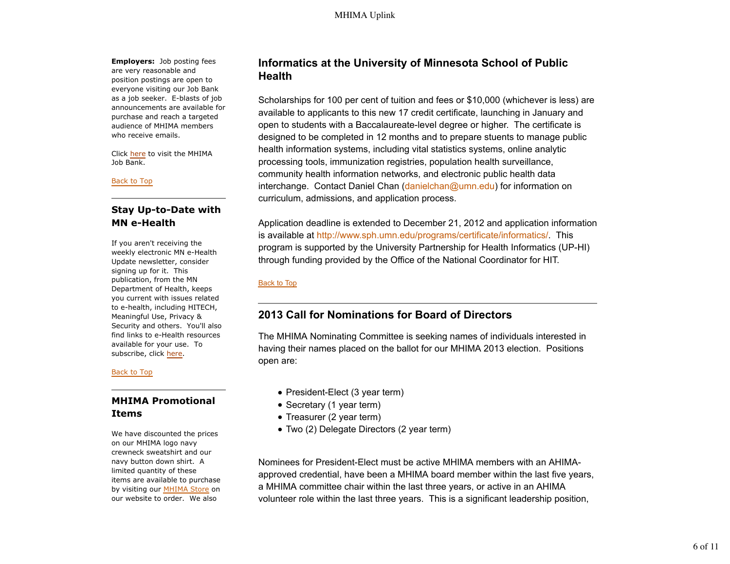**Employers:** Job posting fees are very reasonable and position postings are open to everyone visiting our Job Bank as a job seeker. E-blasts of job announcements are available for purchase and reach a targeted audience of MHIMA members who receive emails.

Click here to visit the MHIMA Job Bank.

Back to Top

## Stay Up-to-Date with MN e-Health

If you aren't receiving the weekly electronic MN e-Health Update newsletter, consider signing up for it. This publication, from the MN Department of Health, keeps you current with issues related to e-health, including HITECH, Meaningful Use, Privacy & Security and others. You'll also find links to e-Health resources available for your use. To subscribe, click here.

Back to Top

## MHIMA Promotional Items

We have discounted the prices on our MHIMA logo navy crewneck sweatshirt and our navy button down shirt. A limited quantity of these items are available to purchase by visiting our MHIMA Store on our website to order. We also

## Informatics at the University of Minnesota School of Public Health

Scholarships for 100 per cent of tuition and fees or $10,000 (whichever is less) are available to applicants to this new 17 credit certificate, launching in January and open to students with a Baccalaureate-level degree or higher. The certificate is designed to be completed in 12 months and to prepare stuents to manage public health information systems, including vital statistics systems, online analytic processing tools, immunization registries, population health surveillance, community health information networks, and electronic public health data interchange. Contact Daniel Chan (danielchan@umn.edu) for information on curriculum, admissions, and application process.

Application deadline is extended to December 21, 2012 and application information is available at http://www.sph.umn.edu/programs/certificate/informatics/. This program is supported by the University Partnership for Health Informatics (UP-HI) through funding provided by the Office of the National Coordinator for HIT.

Back to Top

## 2013 Call for Nominations for Board of Directors

The MHIMA Nominating Committee is seeking names of individuals interested in having their names placed on the ballot for our MHIMA 2013 election. Positions open are:

- President-Elect (3 year term)
- Secretary (1 year term)
- Treasurer (2 year term)
- Two (2) Delegate Directors (2 year term)

Nominees for President-Elect must be active MHIMA members with an AHIMA-approved credential, have been a MHIMA board member within the last five years, a MHIMA committee chair within the last three years, or active in an AHIMA volunteer role within the last three years. This is a significant leadership position,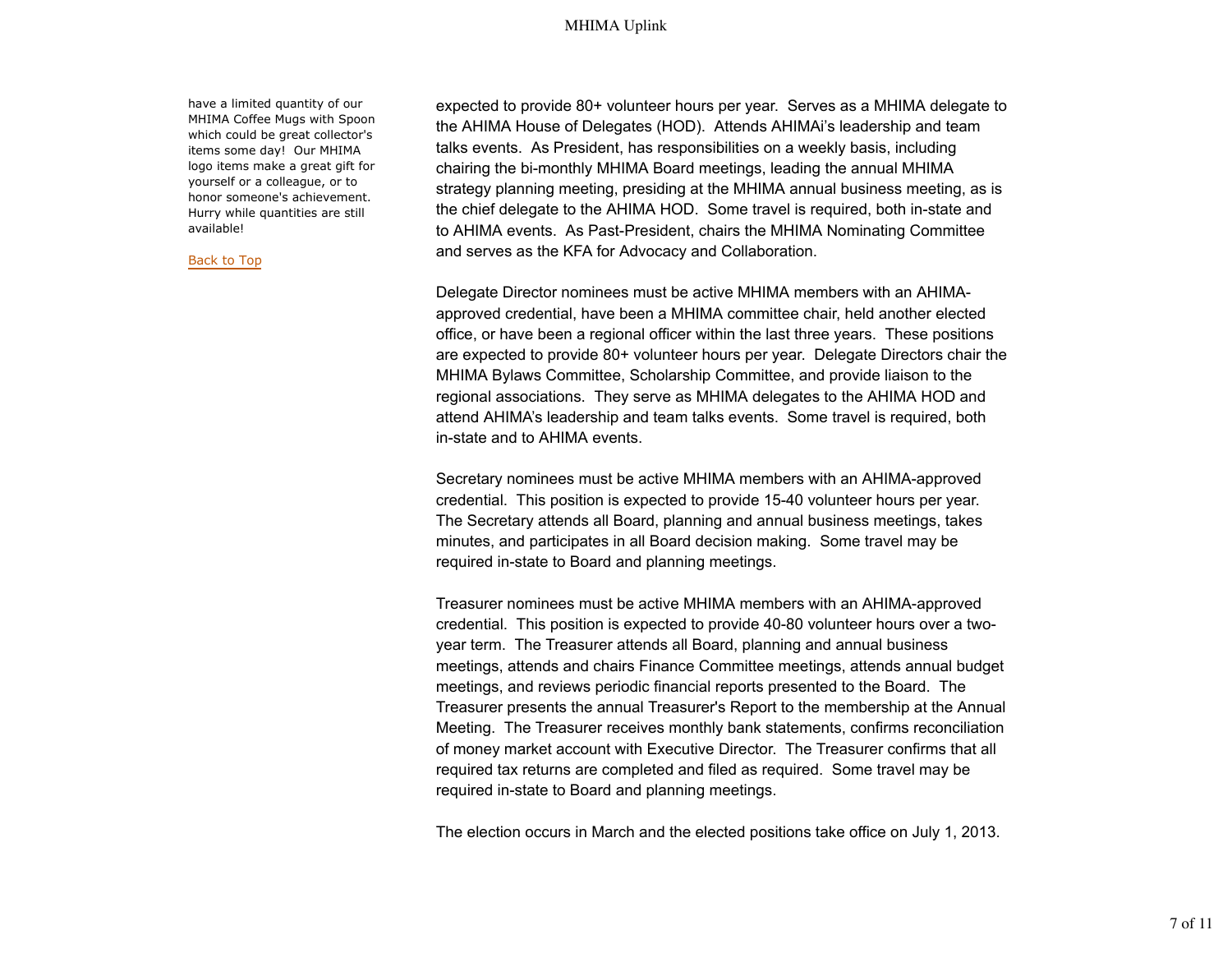have a limited quantity of our MHIMA Coffee Mugs with Spoon which could be great collector's items some day! Our MHIMA logo items make a great gift for yourself or a colleague, or to honor someone's achievement. Hurry while quantities are still available!

Back to Top

expected to provide 80+ volunteer hours per year. Serves as a MHIMA delegate to the AHIMA House of Delegates (HOD). Attends AHIMAi's leadership and team talks events. As President, has responsibilities on a weekly basis, including chairing the bi-monthly MHIMA Board meetings, leading the annual MHIMA strategy planning meeting, presiding at the MHIMA annual business meeting, as is the chief delegate to the AHIMA HOD. Some travel is required, both in-state and to AHIMA events. As Past-President, chairs the MHIMA Nominating Committee and serves as the KFA for Advocacy and Collaboration.

Delegate Director nominees must be active MHIMA members with an AHIMA-approved credential, have been a MHIMA committee chair, held another elected office, or have been a regional officer within the last three years. These positions are expected to provide 80+ volunteer hours per year. Delegate Directors chair the MHIMA Bylaws Committee, Scholarship Committee, and provide liaison to the regional associations. They serve as MHIMA delegates to the AHIMA HOD and attend AHIMA's leadership and team talks events. Some travel is required, both in-state and to AHIMA events.

Secretary nominees must be active MHIMA members with an AHIMA-approved credential. This position is expected to provide 15-40 volunteer hours per year. The Secretary attends all Board, planning and annual business meetings, takes minutes, and participates in all Board decision making. Some travel may be required in-state to Board and planning meetings.

Treasurer nominees must be active MHIMA members with an AHIMA-approved credential. This position is expected to provide 40-80 volunteer hours over a two-year term. The Treasurer attends all Board, planning and annual business meetings, attends and chairs Finance Committee meetings, attends annual budget meetings, and reviews periodic financial reports presented to the Board. The Treasurer presents the annual Treasurer's Report to the membership at the Annual Meeting. The Treasurer receives monthly bank statements, confirms reconciliation of money market account with Executive Director. The Treasurer confirms that all required tax returns are completed and filed as required. Some travel may be required in-state to Board and planning meetings.

The election occurs in March and the elected positions take office on July 1, 2013.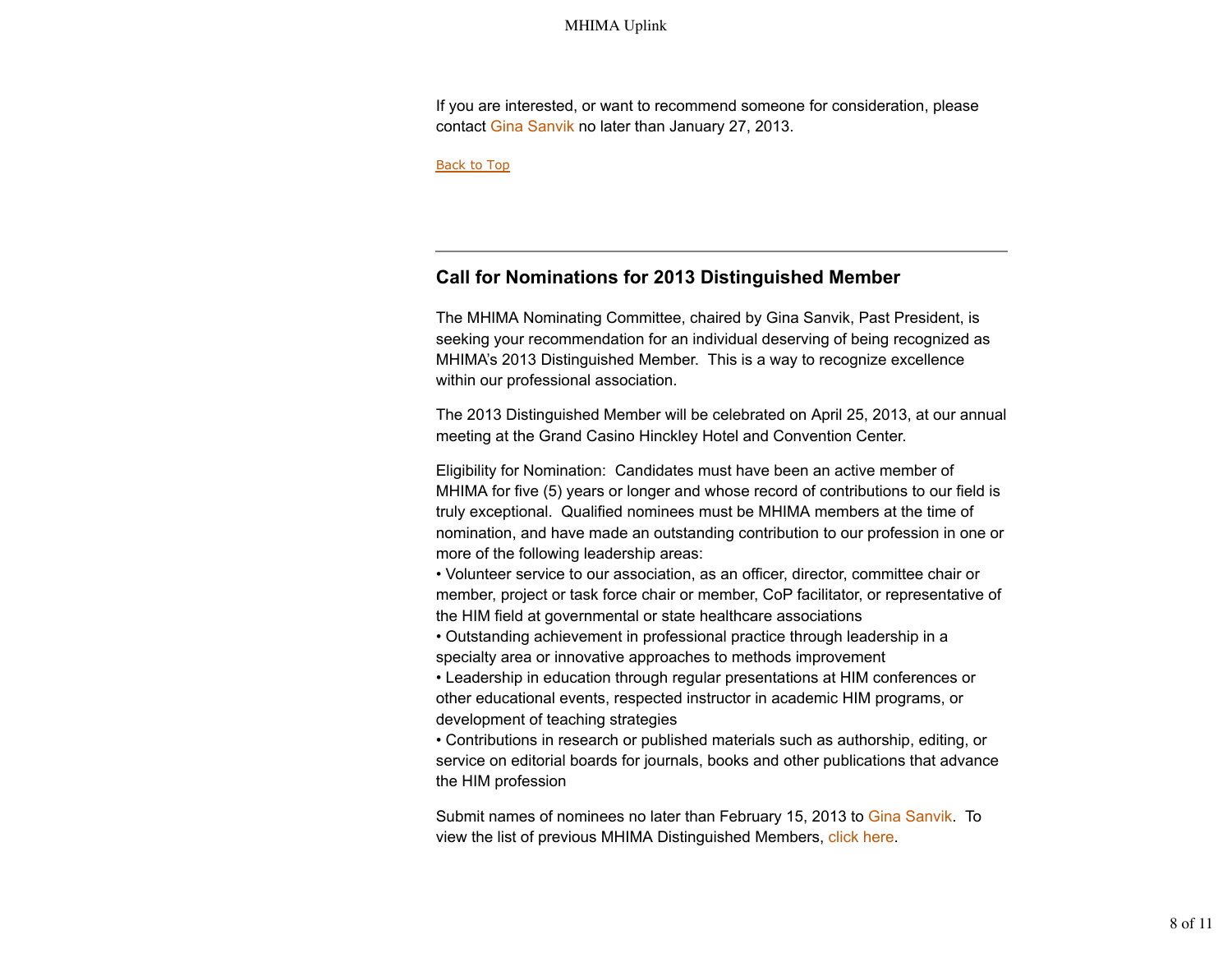If you are interested, or want to recommend someone for consideration, please contact Gina Sanvik no later than January 27, 2013.

Back to Top

---

## Call for Nominations for 2013 Distinguished Member

The MHIMA Nominating Committee, chaired by Gina Sanvik, Past President, is seeking your recommendation for an individual deserving of being recognized as MHIMA's 2013 Distinguished Member. This is a way to recognize excellence within our professional association.

The 2013 Distinguished Member will be celebrated on April 25, 2013, at our annual meeting at the Grand Casino Hinckley Hotel and Convention Center.

Eligibility for Nomination: Candidates must have been an active member of MHIMA for five (5) years or longer and whose record of contributions to our field is truly exceptional. Qualified nominees must be MHIMA members at the time of nomination, and have made an outstanding contribution to our profession in one or more of the following leadership areas:

• Volunteer service to our association, as an officer, director, committee chair or member, project or task force chair or member, CoP facilitator, or representative of the HIM field at governmental or state healthcare associations
• Outstanding achievement in professional practice through leadership in a specialty area or innovative approaches to methods improvement
• Leadership in education through regular presentations at HIM conferences or other educational events, respected instructor in academic HIM programs, or development of teaching strategies
• Contributions in research or published materials such as authorship, editing, or service on editorial boards for journals, books and other publications that advance the HIM profession

Submit names of nominees no later than February 15, 2013 to Gina Sanvik. To view the list of previous MHIMA Distinguished Members, click here.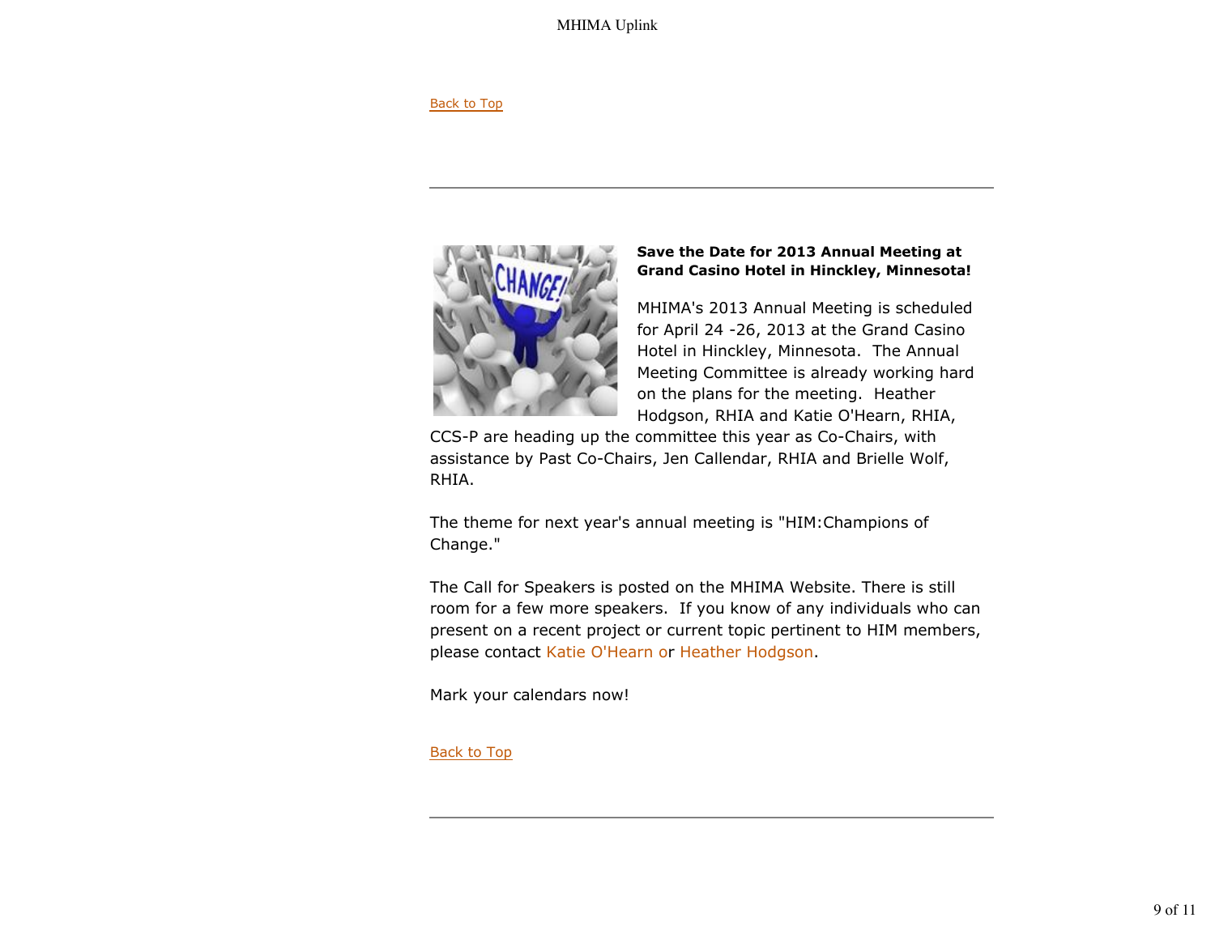Back to Top

---

**Save the Date for 2013 Annual Meeting at Grand Casino Hotel in Hinckley, Minnesota!**

MHIMA's 2013 Annual Meeting is scheduled for April 24 -26, 2013 at the Grand Casino Hotel in Hinckley, Minnesota. The Annual Meeting Committee is already working hard on the plans for the meeting. Heather Hodgson, RHIA and Katie O'Hearn, RHIA, CCS-P are heading up the committee this year as Co-Chairs, with assistance by Past Co-Chairs, Jen Callendar, RHIA and Brielle Wolf, RHIA.

The theme for next year's annual meeting is "HIM:Champions of Change."

The Call for Speakers is posted on the MHIMA Website. There is still room for a few more speakers. If you know of any individuals who can present on a recent project or current topic pertinent to HIM members, please contact Katie O'Hearn or Heather Hodgson.

Mark your calendars now!

Back to Top

---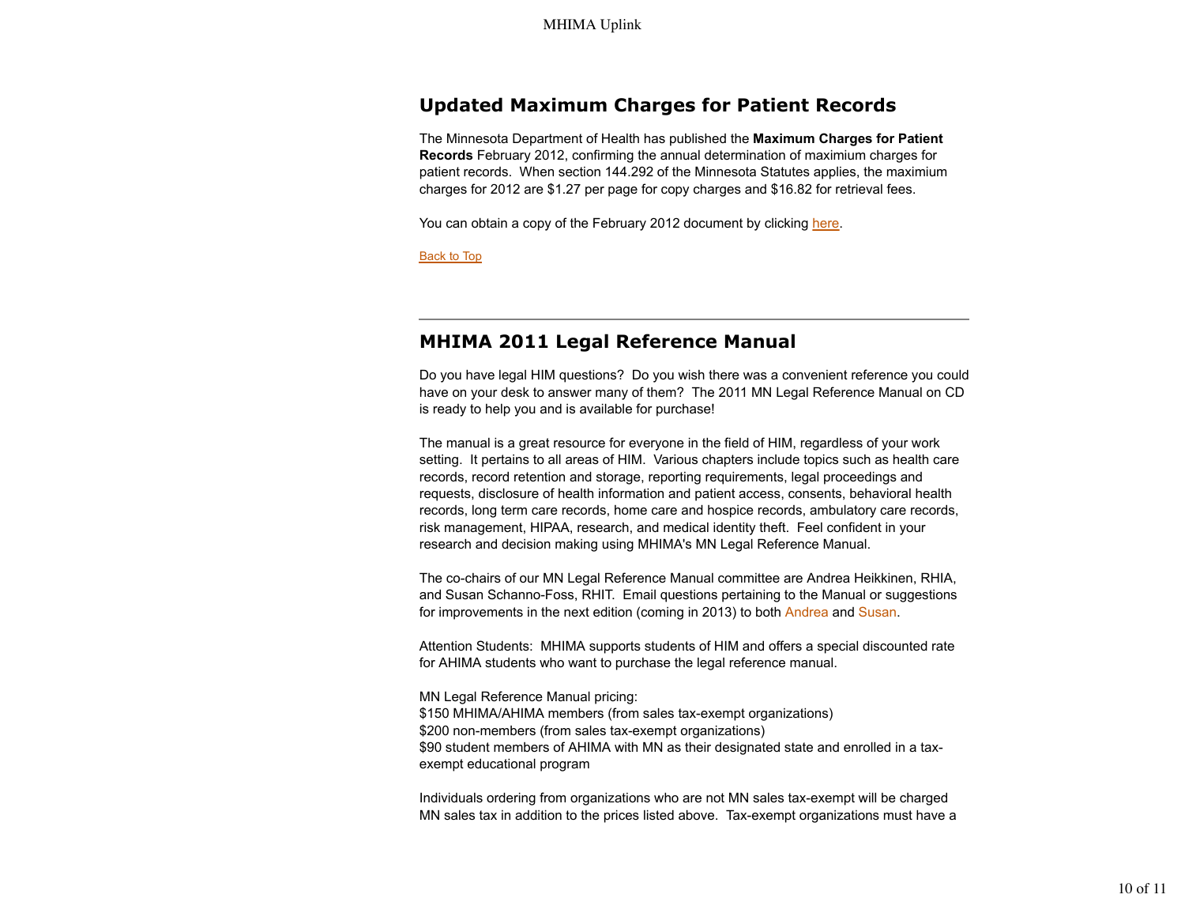## Updated Maximum Charges for Patient Records

The Minnesota Department of Health has published the **Maximum Charges for Patient Records** February 2012, confirming the annual determination of maximium charges for patient records. When section 144.292 of the Minnesota Statutes applies, the maximium charges for 2012 are $1.27 per page for copy charges and $16.82 for retrieval fees.

You can obtain a copy of the February 2012 document by clicking here.

Back to Top

---

## MHIMA 2011 Legal Reference Manual

Do you have legal HIM questions? Do you wish there was a convenient reference you could have on your desk to answer many of them? The 2011 MN Legal Reference Manual on CD is ready to help you and is available for purchase!

The manual is a great resource for everyone in the field of HIM, regardless of your work setting. It pertains to all areas of HIM. Various chapters include topics such as health care records, record retention and storage, reporting requirements, legal proceedings and requests, disclosure of health information and patient access, consents, behavioral health records, long term care records, home care and hospice records, ambulatory care records, risk management, HIPAA, research, and medical identity theft. Feel confident in your research and decision making using MHIMA's MN Legal Reference Manual.

The co-chairs of our MN Legal Reference Manual committee are Andrea Heikkinen, RHIA, and Susan Schanno-Foss, RHIT. Email questions pertaining to the Manual or suggestions for improvements in the next edition (coming in 2013) to both Andrea and Susan.

Attention Students: MHIMA supports students of HIM and offers a special discounted rate for AHIMA students who want to purchase the legal reference manual.

MN Legal Reference Manual pricing:
$150 MHIMA/AHIMA members (from sales tax-exempt organizations)
$200 non-members (from sales tax-exempt organizations)
$90 student members of AHIMA with MN as their designated state and enrolled in a tax-exempt educational program

Individuals ordering from organizations who are not MN sales tax-exempt will be charged MN sales tax in addition to the prices listed above. Tax-exempt organizations must have a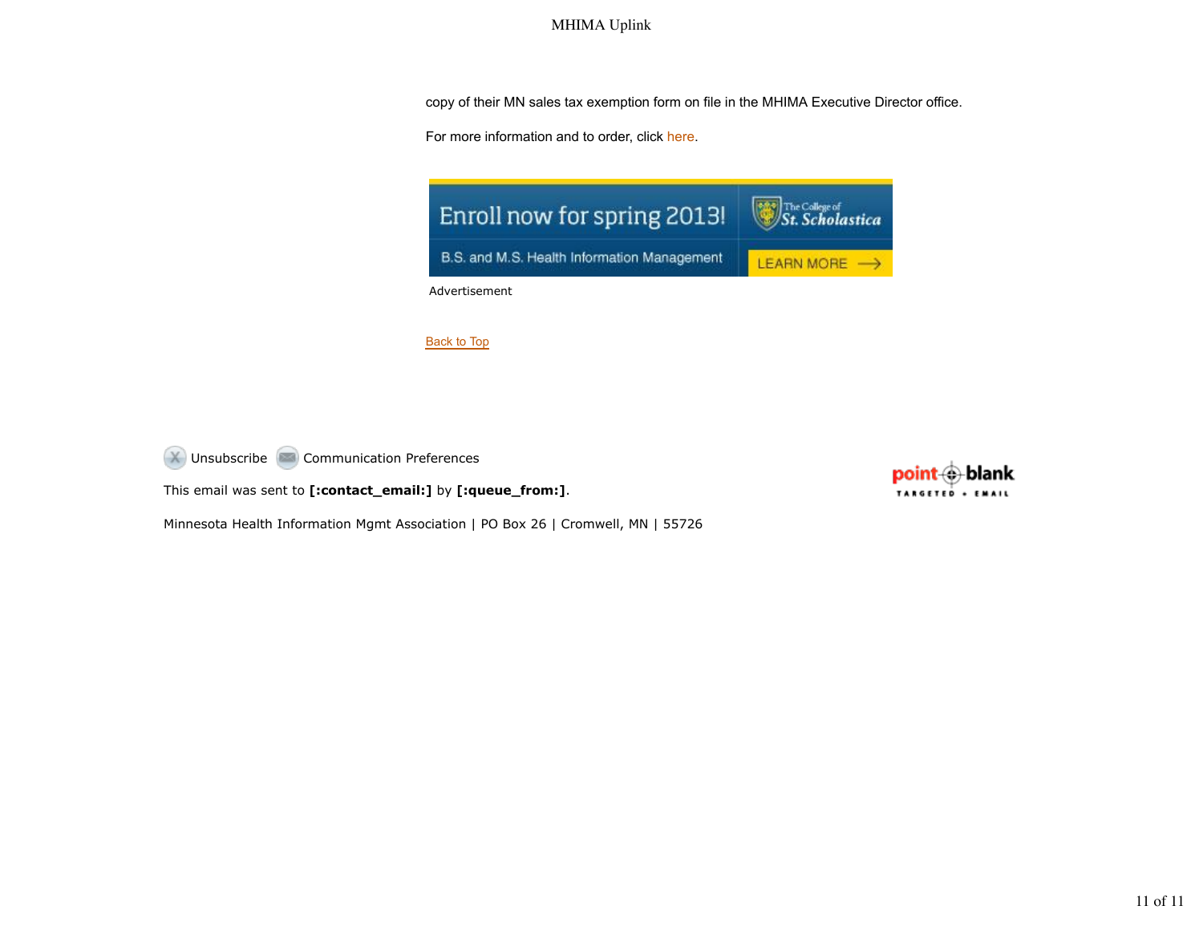copy of their MN sales tax exemption form on file in the MHIMA Executive Director office.

For more information and to order, click here.

Enroll now for spring 2013!

B.S. and M.S. Health Information Management

The College of St. Scholastica

LEARN MORE

Advertisement

Back to Top

Unsubscribe Communication Preferences

This email was sent to **[:contact_email:]** by **[:queue_from:]**.

Minnesota Health Information Mgmt Association | PO Box 26 | Cromwell, MN | 55726

point blank TARGETED • EMAIL